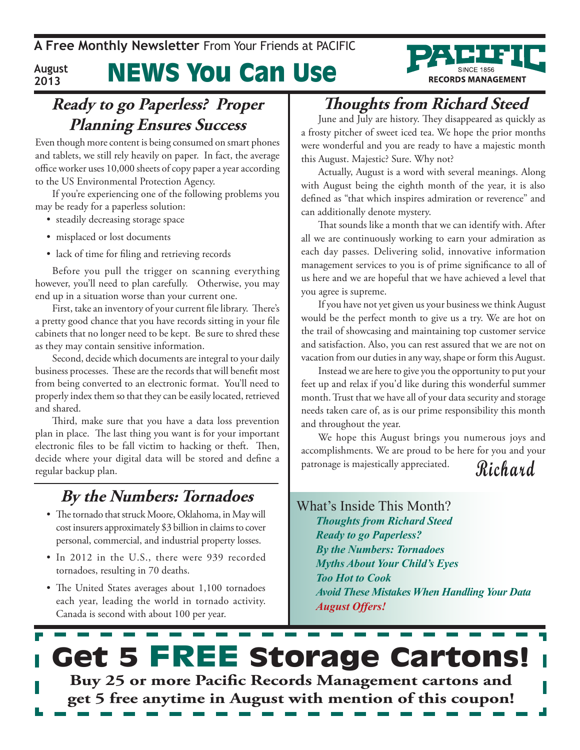A Free Monthly Newsletter From Your Friends at PACIFIC

August 2013

# NEWS You Can Use

PACIFIC SINCE 1856 RECORDS MANAGEMENT

## Ready to go Paperless? Proper Planning Ensures Success

Even though more content is being consumed on smart phones and tablets, we still rely heavily on paper. In fact, the average office worker uses 10,000 sheets of copy paper a year according to the US Environmental Protection Agency.

If you're experiencing one of the following problems you may be ready for a paperless solution:

- steadily decreasing storage space
- misplaced or lost documents
- lack of time for filing and retrieving records

Before you pull the trigger on scanning everything however, you'll need to plan carefully. Otherwise, you may end up in a situation worse than your current one.

First, take an inventory of your current file library. There's a pretty good chance that you have records sitting in your file cabinets that no longer need to be kept. Be sure to shred these as they may contain sensitive information.

Second, decide which documents are integral to your daily business processes. These are the records that will benefit most from being converted to an electronic format. You'll need to properly index them so that they can be easily located, retrieved and shared.

Third, make sure that you have a data loss prevention plan in place. The last thing you want is for your important electronic files to be fall victim to hacking or theft. Then, decide where your digital data will be stored and define a regular backup plan.

## By the Numbers: Tornadoes

- The tornado that struck Moore, Oklahoma, in May will cost insurers approximately $3 billion in claims to cover personal, commercial, and industrial property losses.
- In 2012 in the U.S., there were 939 recorded tornadoes, resulting in 70 deaths.
- The United States averages about 1,100 tornadoes each year, leading the world in tornado activity. Canada is second with about 100 per year.

## Thoughts from Richard Steed

June and July are history. They disappeared as quickly as a frosty pitcher of sweet iced tea. We hope the prior months were wonderful and you are ready to have a majestic month this August. Majestic? Sure. Why not?

Actually, August is a word with several meanings. Along with August being the eighth month of the year, it is also defined as "that which inspires admiration or reverence" and can additionally denote mystery.

That sounds like a month that we can identify with. After all we are continuously working to earn your admiration as each day passes. Delivering solid, innovative information management services to you is of prime significance to all of us here and we are hopeful that we have achieved a level that you agree is supreme.

If you have not yet given us your business we think August would be the perfect month to give us a try. We are hot on the trail of showcasing and maintaining top customer service and satisfaction. Also, you can rest assured that we are not on vacation from our duties in any way, shape or form this August.

Instead we are here to give you the opportunity to put your feet up and relax if you'd like during this wonderful summer month. Trust that we have all of your data security and storage needs taken care of, as is our prime responsibility this month and throughout the year.

We hope this August brings you numerous joys and accomplishments. We are proud to be here for you and your patronage is majestically appreciated.

*Richard*

### What's Inside This Month?

- ***Thoughts from Richard Steed***
- ***Ready to go Paperless?***
- ***By the Numbers: Tornadoes***
- ***Myths About Your Child's Eyes***
- ***Too Hot to Cook***
- ***Avoid These Mistakes When Handling Your Data***
- ***August Offers!***

## Get 5 FREE Storage Cartons!

**Buy 25 or more Pacific Records Management cartons and get 5 free anytime in August with mention of this coupon!**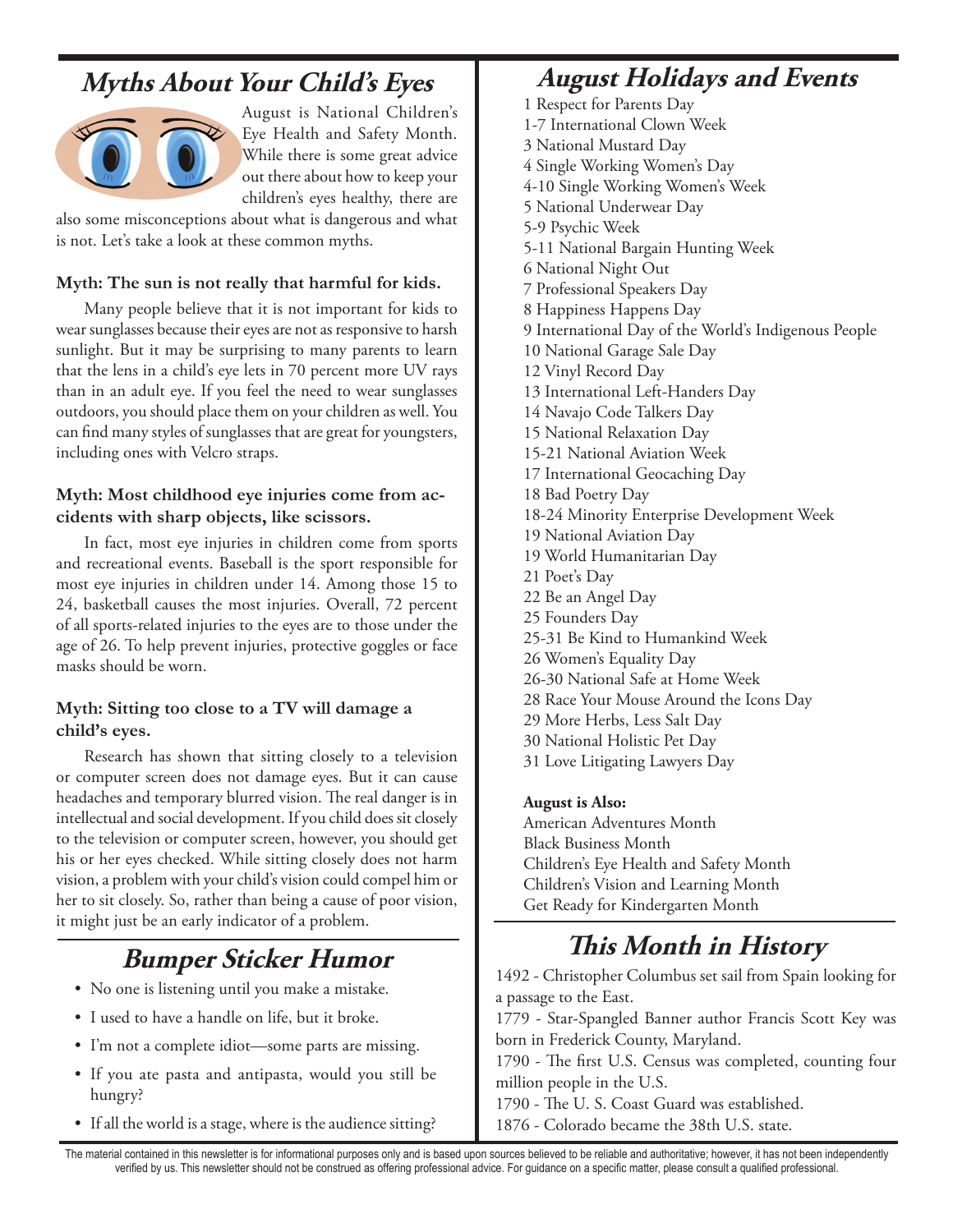## Myths About Your Child's Eyes

August is National Children's Eye Health and Safety Month. While there is some great advice out there about how to keep your children's eyes healthy, there are also some misconceptions about what is dangerous and what is not. Let's take a look at these common myths.

**Myth: The sun is not really that harmful for kids.**

Many people believe that it is not important for kids to wear sunglasses because their eyes are not as responsive to harsh sunlight. But it may be surprising to many parents to learn that the lens in a child's eye lets in 70 percent more UV rays than in an adult eye. If you feel the need to wear sunglasses outdoors, you should place them on your children as well. You can find many styles of sunglasses that are great for youngsters, including ones with Velcro straps.

**Myth: Most childhood eye injuries come from accidents with sharp objects, like scissors.**

In fact, most eye injuries in children come from sports and recreational events. Baseball is the sport responsible for most eye injuries in children under 14. Among those 15 to 24, basketball causes the most injuries. Overall, 72 percent of all sports-related injuries to the eyes are to those under the age of 26. To help prevent injuries, protective goggles or face masks should be worn.

**Myth: Sitting too close to a TV will damage a child's eyes.**

Research has shown that sitting closely to a television or computer screen does not damage eyes. But it can cause headaches and temporary blurred vision. The real danger is in intellectual and social development. If you child does sit closely to the television or computer screen, however, you should get his or her eyes checked. While sitting closely does not harm vision, a problem with your child's vision could compel him or her to sit closely. So, rather than being a cause of poor vision, it might just be an early indicator of a problem.

## Bumper Sticker Humor

- No one is listening until you make a mistake.
- I used to have a handle on life, but it broke.
- I'm not a complete idiot—some parts are missing.
- If you ate pasta and antipasta, would you still be hungry?
- If all the world is a stage, where is the audience sitting?

## August Holidays and Events

1 Respect for Parents Day
1-7 International Clown Week
3 National Mustard Day
4 Single Working Women's Day
4-10 Single Working Women's Week
5 National Underwear Day
5-9 Psychic Week
5-11 National Bargain Hunting Week
6 National Night Out
7 Professional Speakers Day
8 Happiness Happens Day
9 International Day of the World's Indigenous People
10 National Garage Sale Day
12 Vinyl Record Day
13 International Left-Handers Day
14 Navajo Code Talkers Day
15 National Relaxation Day
15-21 National Aviation Week
17 International Geocaching Day
18 Bad Poetry Day
18-24 Minority Enterprise Development Week
19 National Aviation Day
19 World Humanitarian Day
21 Poet's Day
22 Be an Angel Day
25 Founders Day
25-31 Be Kind to Humankind Week
26 Women's Equality Day
26-30 National Safe at Home Week
28 Race Your Mouse Around the Icons Day
29 More Herbs, Less Salt Day
30 National Holistic Pet Day
31 Love Litigating Lawyers Day

**August is Also:**

American Adventures Month
Black Business Month
Children's Eye Health and Safety Month
Children's Vision and Learning Month
Get Ready for Kindergarten Month

## This Month in History

1492 - Christopher Columbus set sail from Spain looking for a passage to the East.
1779 - Star-Spangled Banner author Francis Scott Key was born in Frederick County, Maryland.
1790 - The first U.S. Census was completed, counting four million people in the U.S.
1790 - The U. S. Coast Guard was established.
1876 - Colorado became the 38th U.S. state.

The material contained in this newsletter is for informational purposes only and is based upon sources believed to be reliable and authoritative; however, it has not been independently verified by us. This newsletter should not be construed as offering professional advice. For guidance on a specific matter, please consult a qualified professional.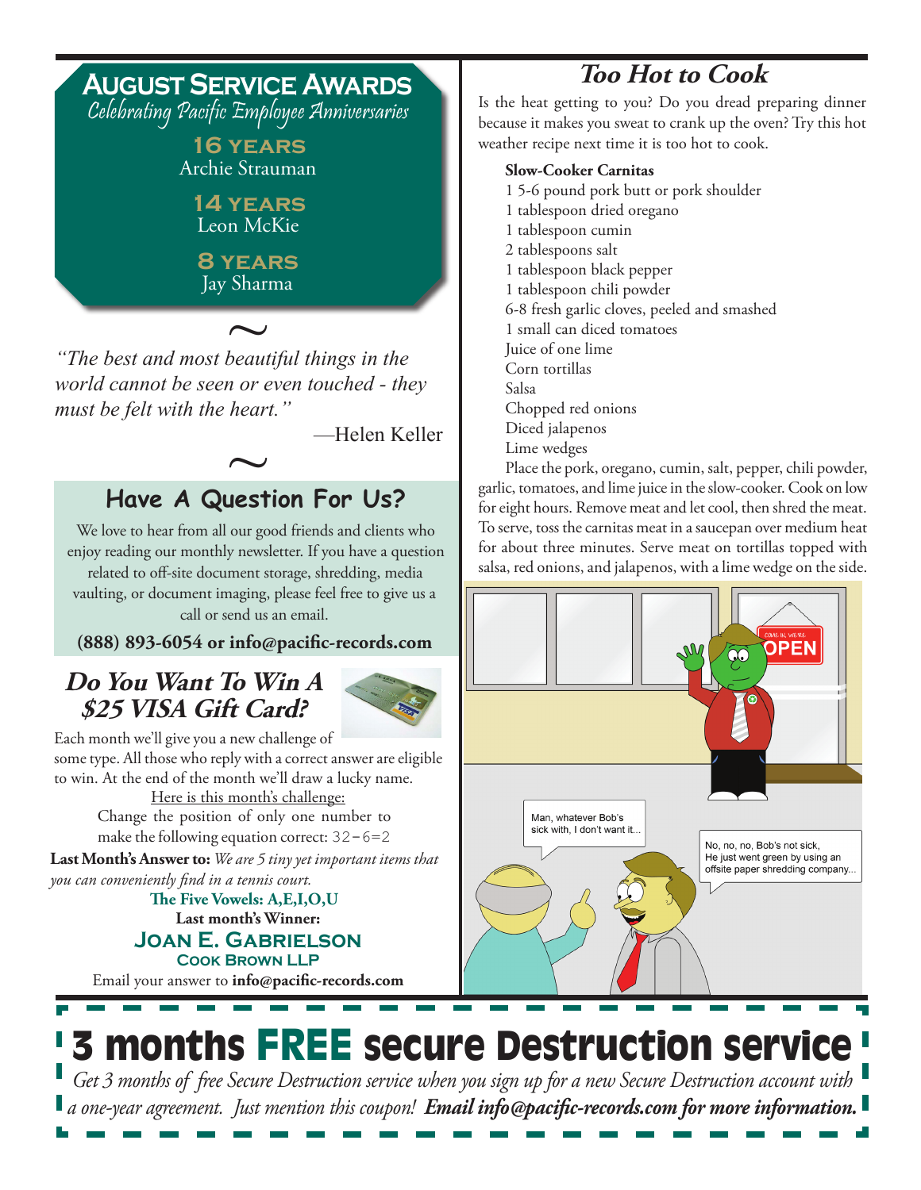## AUGUST SERVICE AWARDS

*Celebrating Pacific Employee Anniversaries*

**16 YEARS**
Archie Strauman

**14 YEARS**
Leon McKie

**8 YEARS**
Jay Sharma

~

*"The best and most beautiful things in the world cannot be seen or even touched - they must be felt with the heart."*

—Helen Keller

~

## Have A Question For Us?

We love to hear from all our good friends and clients who enjoy reading our monthly newsletter. If you have a question related to off-site document storage, shredding, media vaulting, or document imaging, please feel free to give us a call or send us an email.

**(888) 893-6054 or info@pacific-records.com**

## *Do You Want To Win A $25 VISA Gift Card?*

Each month we'll give you a new challenge of some type. All those who reply with a correct answer are eligible to win. At the end of the month we'll draw a lucky name.

Here is this month's challenge:

Change the position of only one number to make the following equation correct: 32-6=2

**Last Month's Answer to:** *We are 5 tiny yet important items that you can conveniently find in a tennis court.*

**The Five Vowels: A,E,I,O,U**

**Last month's Winner:**

**JOAN E. GABRIELSON**
**COOK BROWN LLP**

Email your answer to **info@pacific-records.com**

## *Too Hot to Cook*

Is the heat getting to you? Do you dread preparing dinner because it makes you sweat to crank up the oven? Try this hot weather recipe next time it is too hot to cook.

**Slow-Cooker Carnitas**

- 1 5-6 pound pork butt or pork shoulder
- 1 tablespoon dried oregano
- 1 tablespoon cumin
- 2 tablespoons salt
- 1 tablespoon black pepper
- 1 tablespoon chili powder
- 6-8 fresh garlic cloves, peeled and smashed
- 1 small can diced tomatoes
- Juice of one lime
- Corn tortillas
- Salsa
- Chopped red onions
- Diced jalapenos
- Lime wedges

Place the pork, oregano, cumin, salt, pepper, chili powder, garlic, tomatoes, and lime juice in the slow-cooker. Cook on low for eight hours. Remove meat and let cool, then shred the meat. To serve, toss the carnitas meat in a saucepan over medium heat for about three minutes. Serve meat on tortillas topped with salsa, red onions, and jalapenos, with a lime wedge on the side.

# 3 months FREE secure Destruction service

*Get 3 months of free Secure Destruction service when you sign up for a new Secure Destruction account with a one-year agreement. Just mention this coupon!* ***Email info@pacific-records.com for more information.***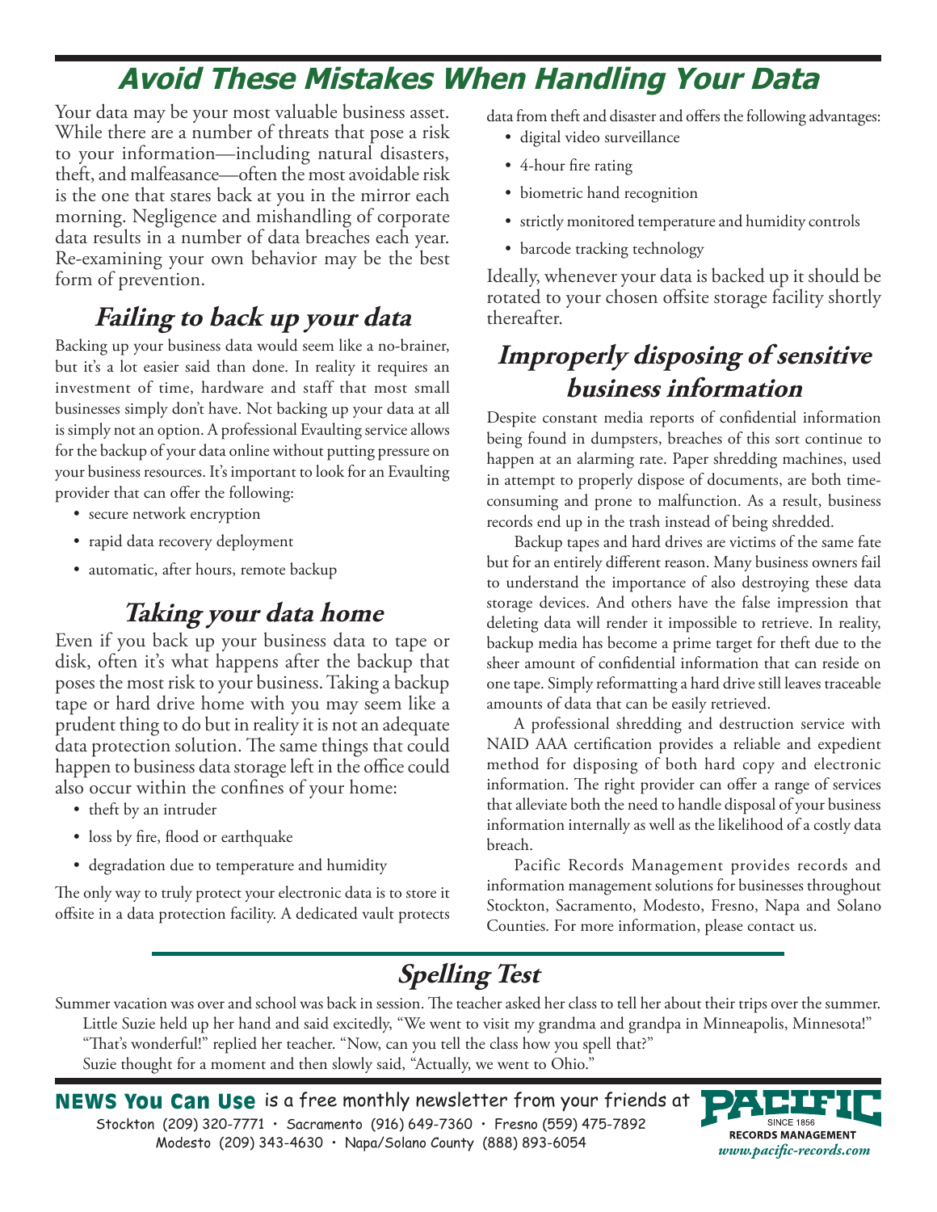# Avoid These Mistakes When Handling Your Data

Your data may be your most valuable business asset. While there are a number of threats that pose a risk to your information—including natural disasters, theft, and malfeasance—often the most avoidable risk is the one that stares back at you in the mirror each morning. Negligence and mishandling of corporate data results in a number of data breaches each year. Re-examining your own behavior may be the best form of prevention.

## *Failing to back up your data*

Backing up your business data would seem like a no-brainer, but it's a lot easier said than done. In reality it requires an investment of time, hardware and staff that most small businesses simply don't have. Not backing up your data at all is simply not an option. A professional Evaulting service allows for the backup of your data online without putting pressure on your business resources. It's important to look for an Evaulting provider that can offer the following:

- secure network encryption
- rapid data recovery deployment
- automatic, after hours, remote backup

## *Taking your data home*

Even if you back up your business data to tape or disk, often it's what happens after the backup that poses the most risk to your business. Taking a backup tape or hard drive home with you may seem like a prudent thing to do but in reality it is not an adequate data protection solution. The same things that could happen to business data storage left in the office could also occur within the confines of your home:

- theft by an intruder
- loss by fire, flood or earthquake
- degradation due to temperature and humidity

The only way to truly protect your electronic data is to store it offsite in a data protection facility. A dedicated vault protects data from theft and disaster and offers the following advantages:

- digital video surveillance
- 4-hour fire rating
- biometric hand recognition
- strictly monitored temperature and humidity controls
- barcode tracking technology

Ideally, whenever your data is backed up it should be rotated to your chosen offsite storage facility shortly thereafter.

## *Improperly disposing of sensitive business information*

Despite constant media reports of confidential information being found in dumpsters, breaches of this sort continue to happen at an alarming rate. Paper shredding machines, used in attempt to properly dispose of documents, are both time-consuming and prone to malfunction. As a result, business records end up in the trash instead of being shredded.

Backup tapes and hard drives are victims of the same fate but for an entirely different reason. Many business owners fail to understand the importance of also destroying these data storage devices. And others have the false impression that deleting data will render it impossible to retrieve. In reality, backup media has become a prime target for theft due to the sheer amount of confidential information that can reside on one tape. Simply reformatting a hard drive still leaves traceable amounts of data that can be easily retrieved.

A professional shredding and destruction service with NAID AAA certification provides a reliable and expedient method for disposing of both hard copy and electronic information. The right provider can offer a range of services that alleviate both the need to handle disposal of your business information internally as well as the likelihood of a costly data breach.

Pacific Records Management provides records and information management solutions for businesses throughout Stockton, Sacramento, Modesto, Fresno, Napa and Solano Counties. For more information, please contact us.

## *Spelling Test*

Summer vacation was over and school was back in session. The teacher asked her class to tell her about their trips over the summer.

Little Suzie held up her hand and said excitedly, "We went to visit my grandma and grandpa in Minneapolis, Minnesota!"

"That's wonderful!" replied her teacher. "Now, can you tell the class how you spell that?"

Suzie thought for a moment and then slowly said, "Actually, we went to Ohio."

**NEWS You Can Use** is a free monthly newsletter from your friends at

Stockton (209) 320-7771 • Sacramento (916) 649-7360 • Fresno (559) 475-7892
Modesto (209) 343-4630 • Napa/Solano County (888) 893-6054

PACIFIC
SINCE 1856
RECORDS MANAGEMENT
*www.pacific-records.com*